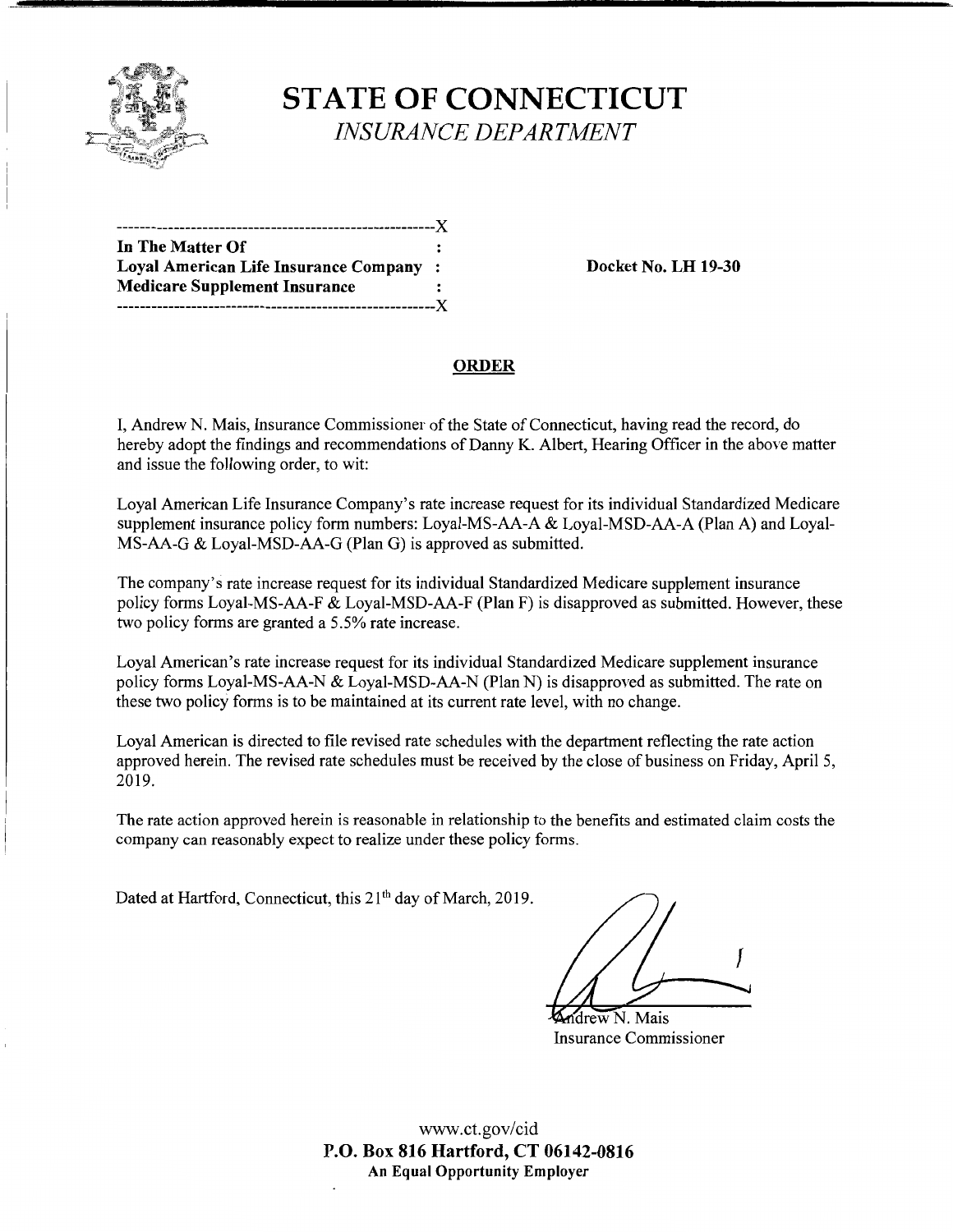# STATE OF CONNECTICUT

*INSURANCE DEPARTMENT*

```
-------------------------------------------------------X
In The Matter Of                                       :
Loyal American Life Insurance Company                  :
Medicare Supplement Insurance                          :
-------------------------------------------------------X
```

**In The Matter Of**
**Loyal American Life Insurance Company**
**Medicare Supplement Insurance**

**Docket No. LH 19-30**

## ORDER

I, Andrew N. Mais, Insurance Commissioner of the State of Connecticut, having read the record, do hereby adopt the findings and recommendations of Danny K. Albert, Hearing Officer in the above matter and issue the following order, to wit:

Loyal American Life Insurance Company's rate increase request for its individual Standardized Medicare supplement insurance policy form numbers: Loyal-MS-AA-A & Loyal-MSD-AA-A (Plan A) and Loyal-MS-AA-G & Loyal-MSD-AA-G (Plan G) is approved as submitted.

The company's rate increase request for its individual Standardized Medicare supplement insurance policy forms Loyal-MS-AA-F & Loyal-MSD-AA-F (Plan F) is disapproved as submitted. However, these two policy forms are granted a 5.5% rate increase.

Loyal American's rate increase request for its individual Standardized Medicare supplement insurance policy forms Loyal-MS-AA-N & Loyal-MSD-AA-N (Plan N) is disapproved as submitted. The rate on these two policy forms is to be maintained at its current rate level, with no change.

Loyal American is directed to file revised rate schedules with the department reflecting the rate action approved herein. The revised rate schedules must be received by the close of business on Friday, April 5, 2019.

The rate action approved herein is reasonable in relationship to the benefits and estimated claim costs the company can reasonably expect to realize under these policy forms.

Dated at Hartford, Connecticut, this 21th day of March, 2019.

Andrew N. Mais
Insurance Commissioner

www.ct.gov/cid
**P.O. Box 816 Hartford, CT 06142-0816**
**An Equal Opportunity Employer**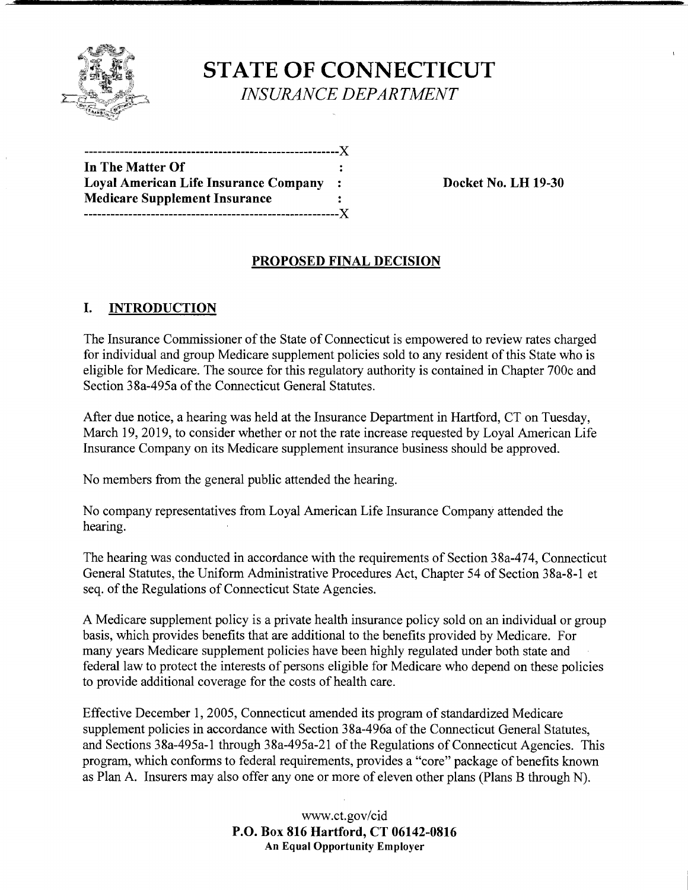# STATE OF CONNECTICUT

*INSURANCE DEPARTMENT*

---------------------------------------------------------X
**In The Matter Of** :
**Loyal American Life Insurance Company** :
**Medicare Supplement Insurance** :
---------------------------------------------------------X

**Docket No. LH 19-30**

## PROPOSED FINAL DECISION

### I. INTRODUCTION

The Insurance Commissioner of the State of Connecticut is empowered to review rates charged for individual and group Medicare supplement policies sold to any resident of this State who is eligible for Medicare. The source for this regulatory authority is contained in Chapter 700c and Section 38a-495a of the Connecticut General Statutes.

After due notice, a hearing was held at the Insurance Department in Hartford, CT on Tuesday, March 19, 2019, to consider whether or not the rate increase requested by Loyal American Life Insurance Company on its Medicare supplement insurance business should be approved.

No members from the general public attended the hearing.

No company representatives from Loyal American Life Insurance Company attended the hearing.

The hearing was conducted in accordance with the requirements of Section 38a-474, Connecticut General Statutes, the Uniform Administrative Procedures Act, Chapter 54 of Section 38a-8-1 et seq. of the Regulations of Connecticut State Agencies.

A Medicare supplement policy is a private health insurance policy sold on an individual or group basis, which provides benefits that are additional to the benefits provided by Medicare. For many years Medicare supplement policies have been highly regulated under both state and federal law to protect the interests of persons eligible for Medicare who depend on these policies to provide additional coverage for the costs of health care.

Effective December 1, 2005, Connecticut amended its program of standardized Medicare supplement policies in accordance with Section 38a-496a of the Connecticut General Statutes, and Sections 38a-495a-1 through 38a-495a-21 of the Regulations of Connecticut Agencies. This program, which conforms to federal requirements, provides a "core" package of benefits known as Plan A. Insurers may also offer any one or more of eleven other plans (Plans B through N).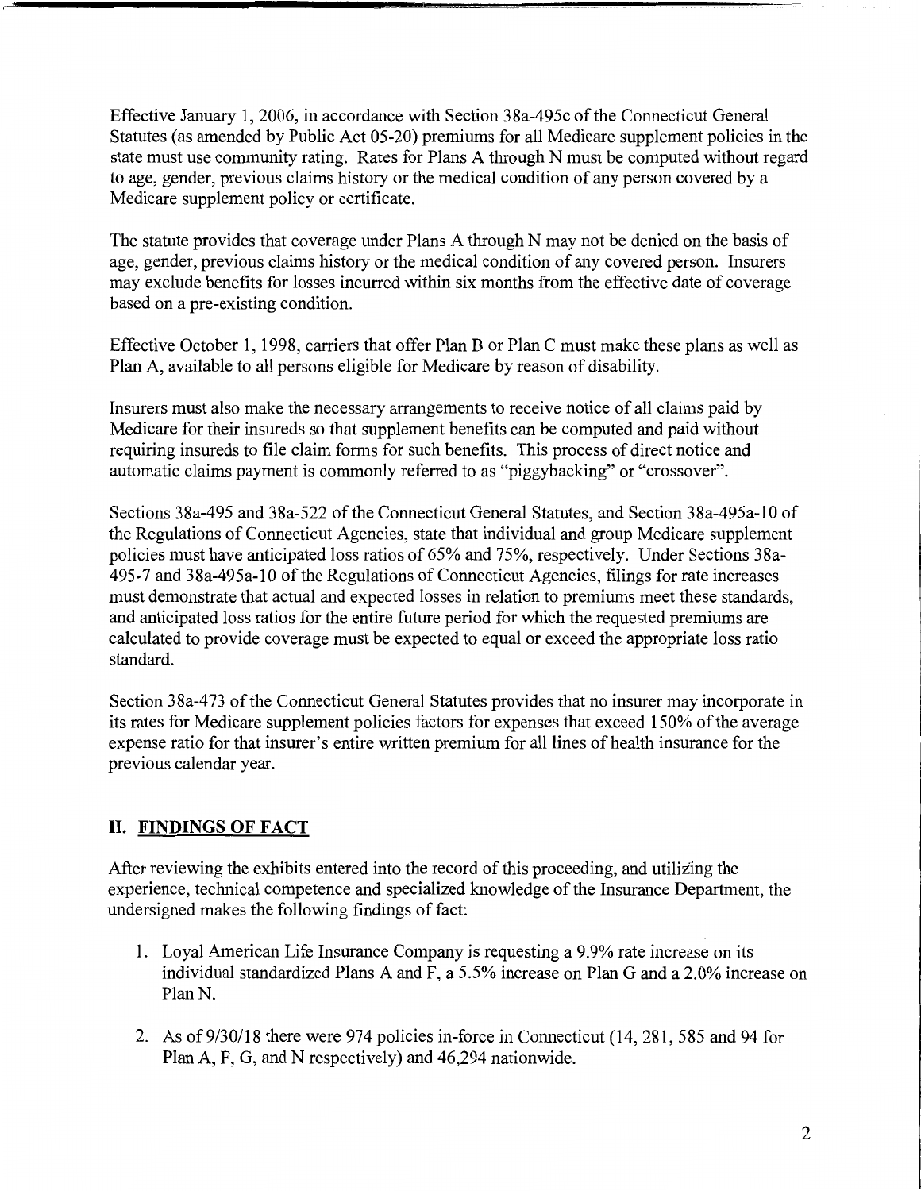Effective January 1, 2006, in accordance with Section 38a-495c of the Connecticut General Statutes (as amended by Public Act 05-20) premiums for all Medicare supplement policies in the state must use community rating. Rates for Plans A through N must be computed without regard to age, gender, previous claims history or the medical condition of any person covered by a Medicare supplement policy or certificate.

The statute provides that coverage under Plans A through N may not be denied on the basis of age, gender, previous claims history or the medical condition of any covered person. Insurers may exclude benefits for losses incurred within six months from the effective date of coverage based on a pre-existing condition.

Effective October 1, 1998, carriers that offer Plan B or Plan C must make these plans as well as Plan A, available to all persons eligible for Medicare by reason of disability.

Insurers must also make the necessary arrangements to receive notice of all claims paid by Medicare for their insureds so that supplement benefits can be computed and paid without requiring insureds to file claim forms for such benefits. This process of direct notice and automatic claims payment is commonly referred to as "piggybacking" or "crossover".

Sections 38a-495 and 38a-522 of the Connecticut General Statutes, and Section 38a-495a-10 of the Regulations of Connecticut Agencies, state that individual and group Medicare supplement policies must have anticipated loss ratios of 65% and 75%, respectively. Under Sections 38a-495-7 and 38a-495a-10 of the Regulations of Connecticut Agencies, filings for rate increases must demonstrate that actual and expected losses in relation to premiums meet these standards, and anticipated loss ratios for the entire future period for which the requested premiums are calculated to provide coverage must be expected to equal or exceed the appropriate loss ratio standard.

Section 38a-473 of the Connecticut General Statutes provides that no insurer may incorporate in its rates for Medicare supplement policies factors for expenses that exceed 150% of the average expense ratio for that insurer's entire written premium for all lines of health insurance for the previous calendar year.

## II. FINDINGS OF FACT

After reviewing the exhibits entered into the record of this proceeding, and utilizing the experience, technical competence and specialized knowledge of the Insurance Department, the undersigned makes the following findings of fact:

1. Loyal American Life Insurance Company is requesting a 9.9% rate increase on its individual standardized Plans A and F, a 5.5% increase on Plan G and a 2.0% increase on Plan N.
2. As of 9/30/18 there were 974 policies in-force in Connecticut (14, 281, 585 and 94 for Plan A, F, G, and N respectively) and 46,294 nationwide.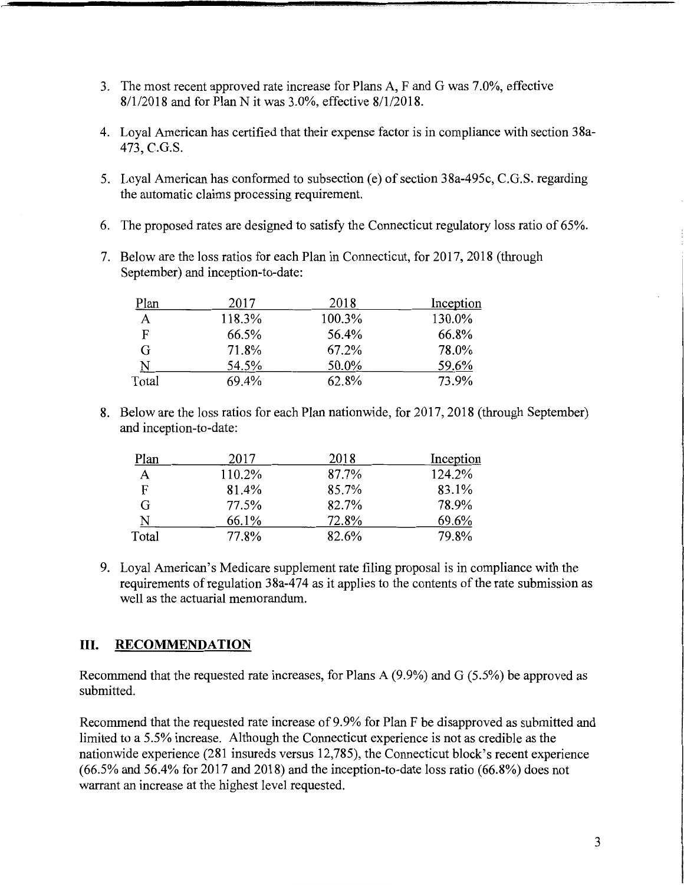3. The most recent approved rate increase for Plans A, F and G was 7.0%, effective 8/1/2018 and for Plan N it was 3.0%, effective 8/1/2018.

4. Loyal American has certified that their expense factor is in compliance with section 38a-473, C.G.S.

5. Loyal American has conformed to subsection (e) of section 38a-495c, C.G.S. regarding the automatic claims processing requirement.

6. The proposed rates are designed to satisfy the Connecticut regulatory loss ratio of 65%.

7. Below are the loss ratios for each Plan in Connecticut, for 2017, 2018 (through September) and inception-to-date:

| Plan | 2017 | 2018 | Inception |
|---|---|---|---|
| A | 118.3% | 100.3% | 130.0% |
| F | 66.5% | 56.4% | 66.8% |
| G | 71.8% | 67.2% | 78.0% |
| N | 54.5% | 50.0% | 59.6% |
| Total | 69.4% | 62.8% | 73.9% |

8. Below are the loss ratios for each Plan nationwide, for 2017, 2018 (through September) and inception-to-date:

| Plan | 2017 | 2018 | Inception |
|---|---|---|---|
| A | 110.2% | 87.7% | 124.2% |
| F | 81.4% | 85.7% | 83.1% |
| G | 77.5% | 82.7% | 78.9% |
| N | 66.1% | 72.8% | 69.6% |
| Total | 77.8% | 82.6% | 79.8% |

9. Loyal American's Medicare supplement rate filing proposal is in compliance with the requirements of regulation 38a-474 as it applies to the contents of the rate submission as well as the actuarial memorandum.

## III. RECOMMENDATION

Recommend that the requested rate increases, for Plans A (9.9%) and G (5.5%) be approved as submitted.

Recommend that the requested rate increase of 9.9% for Plan F be disapproved as submitted and limited to a 5.5% increase. Although the Connecticut experience is not as credible as the nationwide experience (281 insureds versus 12,785), the Connecticut block's recent experience (66.5% and 56.4% for 2017 and 2018) and the inception-to-date loss ratio (66.8%) does not warrant an increase at the highest level requested.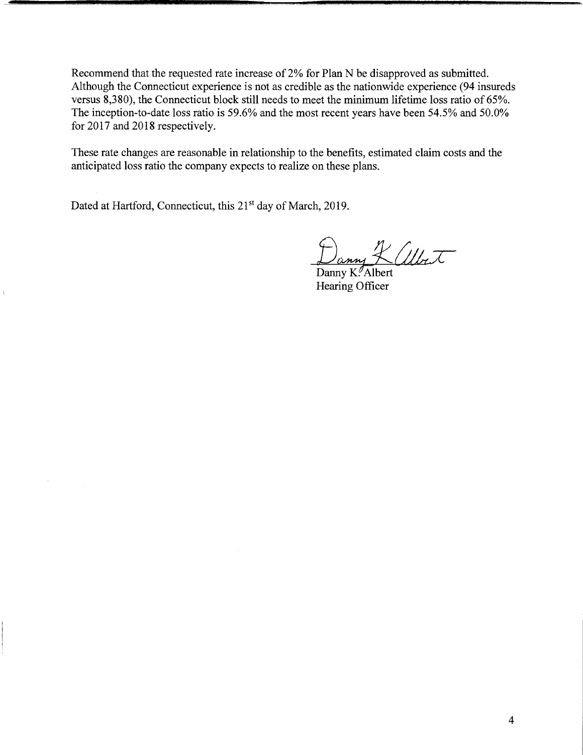Recommend that the requested rate increase of 2% for Plan N be disapproved as submitted. Although the Connecticut experience is not as credible as the nationwide experience (94 insureds versus 8,380), the Connecticut block still needs to meet the minimum lifetime loss ratio of 65%. The inception-to-date loss ratio is 59.6% and the most recent years have been 54.5% and 50.0% for 2017 and 2018 respectively.

These rate changes are reasonable in relationship to the benefits, estimated claim costs and the anticipated loss ratio the company expects to realize on these plans.

Dated at Hartford, Connecticut, this 21st day of March, 2019.

Danny K. Albert
Hearing Officer